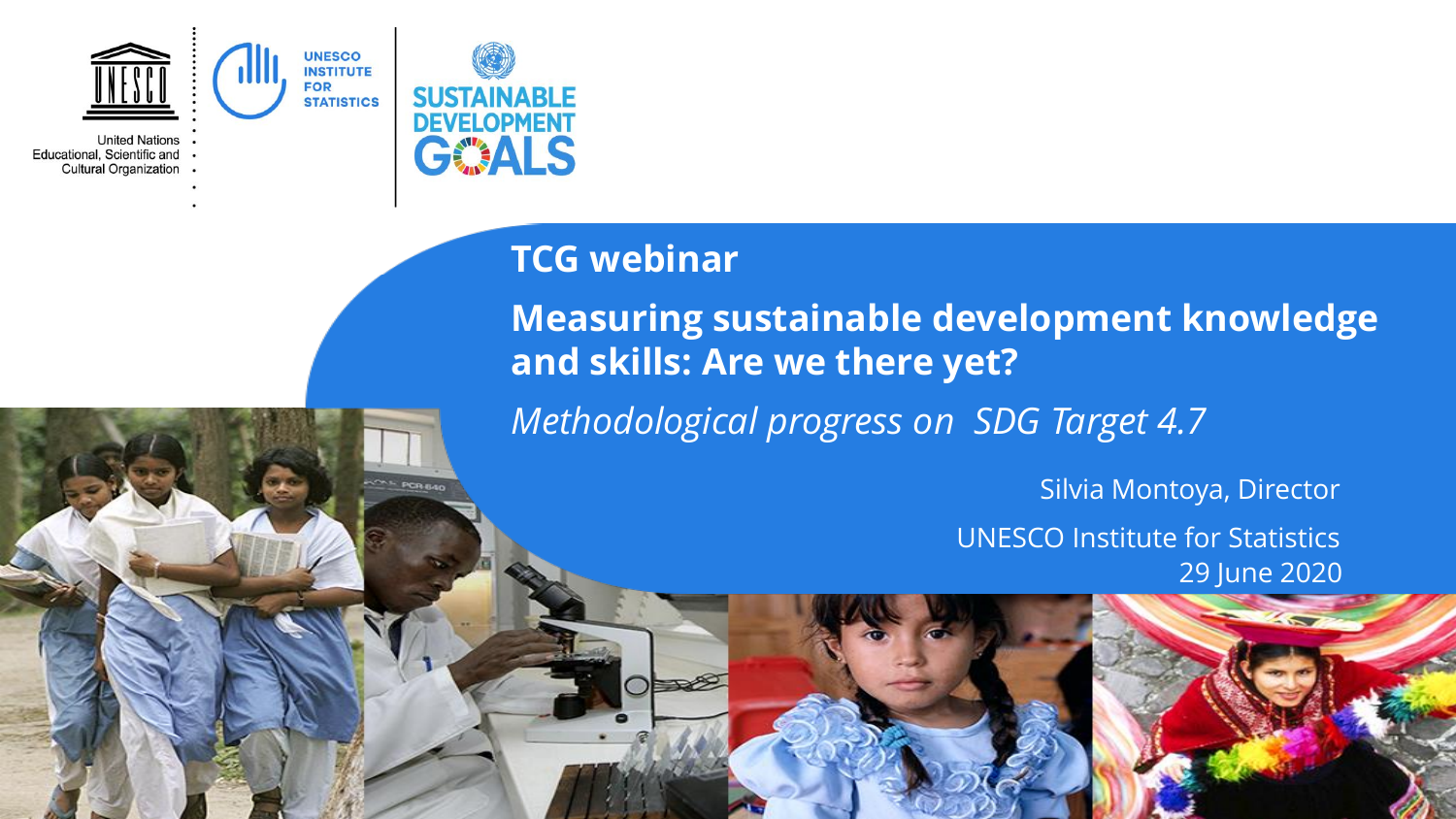United Nations Educational, Scientific and Cultural Organization

UNESCO INSTITUTE FOR STATISTICS

SUSTAINABLE DEVELOPMENT GOALS

# TCG webinar

## Measuring sustainable development knowledge and skills: Are we there yet?

*Methodological progress on SDG Target 4.7*

Silvia Montoya, Director

UNESCO Institute for Statistics

29 June 2020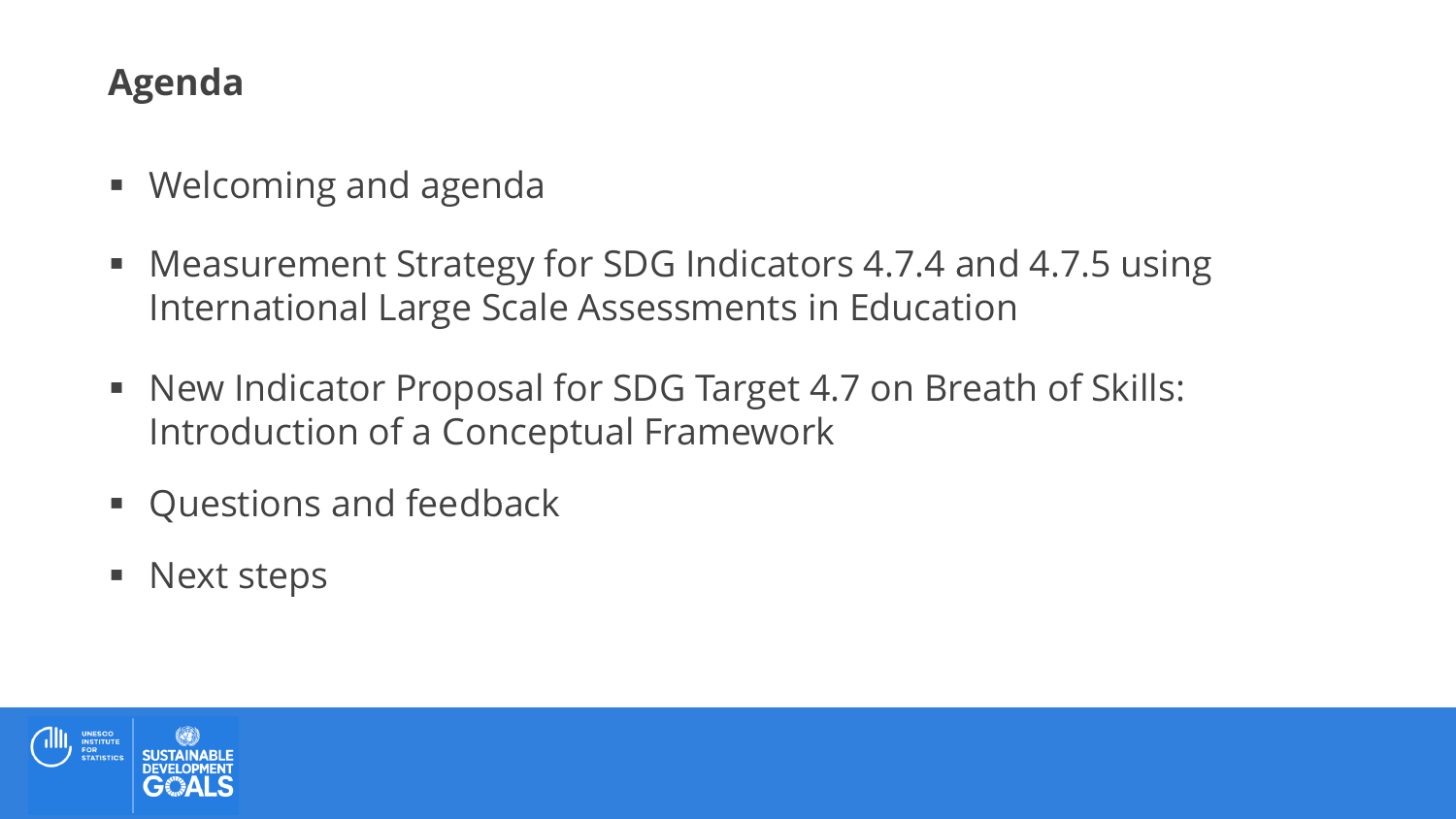# Agenda

- Welcoming and agenda
- Measurement Strategy for SDG Indicators 4.7.4 and 4.7.5 using International Large Scale Assessments in Education
- New Indicator Proposal for SDG Target 4.7 on Breath of Skills: Introduction of a Conceptual Framework
- Questions and feedback
- Next steps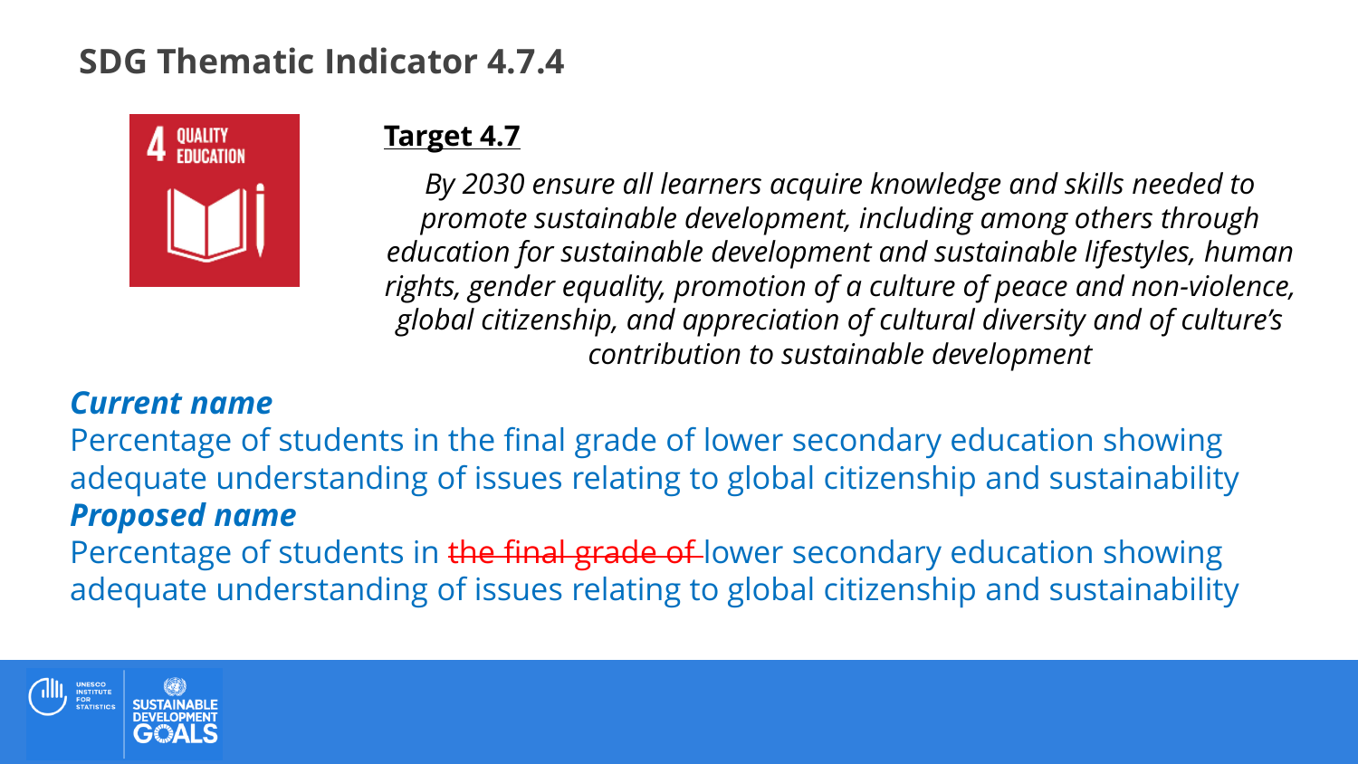# SDG Thematic Indicator 4.7.4

**Target 4.7**

*By 2030 ensure all learners acquire knowledge and skills needed to promote sustainable development, including among others through education for sustainable development and sustainable lifestyles, human rights, gender equality, promotion of a culture of peace and non-violence, global citizenship, and appreciation of cultural diversity and of culture's contribution to sustainable development*

***Current name***

Percentage of students in the final grade of lower secondary education showing adequate understanding of issues relating to global citizenship and sustainability

***Proposed name***

Percentage of students in ~~the final grade of~~ lower secondary education showing adequate understanding of issues relating to global citizenship and sustainability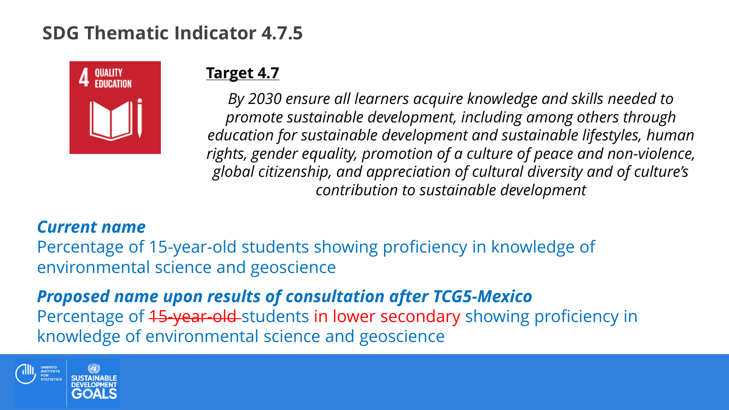# SDG Thematic Indicator 4.7.5

**Target 4.7**

*By 2030 ensure all learners acquire knowledge and skills needed to promote sustainable development, including among others through education for sustainable development and sustainable lifestyles, human rights, gender equality, promotion of a culture of peace and non-violence, global citizenship, and appreciation of cultural diversity and of culture's contribution to sustainable development*

***Current name***

Percentage of 15-year-old students showing proficiency in knowledge of environmental science and geoscience

***Proposed name upon results of consultation after TCG5-Mexico***

Percentage of ~~15-year-old~~ students in lower secondary showing proficiency in knowledge of environmental science and geoscience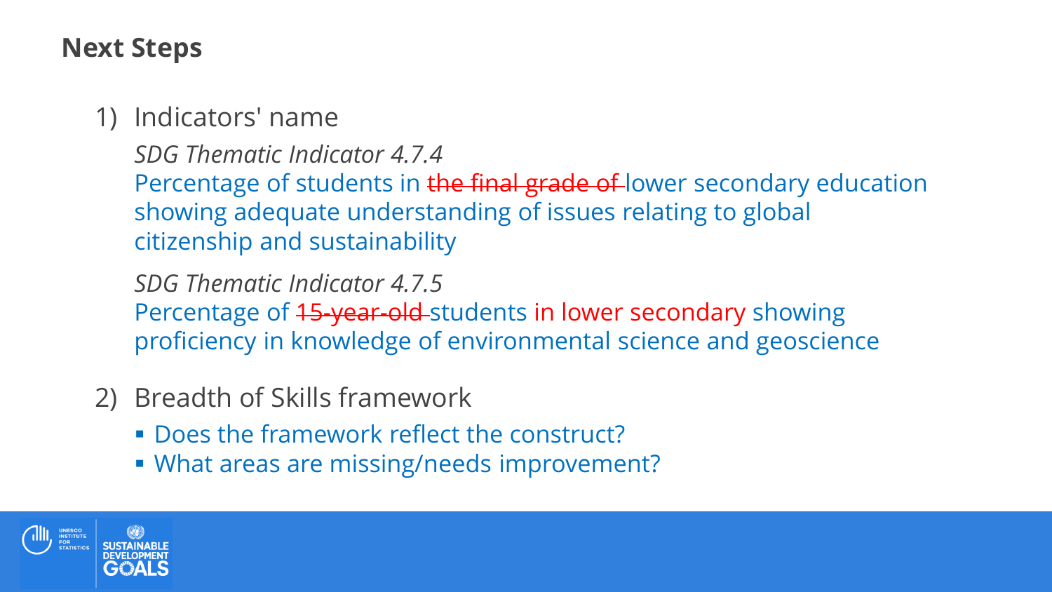## Next Steps

1) Indicators' name

   *SDG Thematic Indicator 4.7.4*
   Percentage of students in ~~the final grade of~~ lower secondary education showing adequate understanding of issues relating to global citizenship and sustainability

   *SDG Thematic Indicator 4.7.5*
   Percentage of ~~15-year-old~~ students in lower secondary showing proficiency in knowledge of environmental science and geoscience

2) Breadth of Skills framework

   - Does the framework reflect the construct?
   - What areas are missing/needs improvement?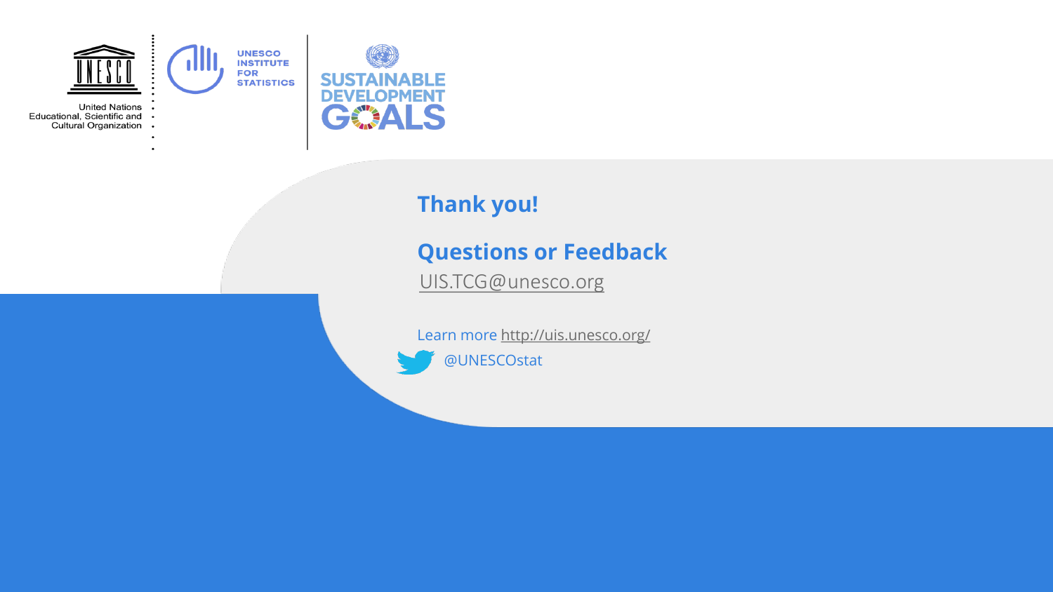United Nations Educational, Scientific and Cultural Organization

UNESCO INSTITUTE FOR STATISTICS

SUSTAINABLE DEVELOPMENT GOALS

## Thank you!

## Questions or Feedback

UIS.TCG@unesco.org

Learn more http://uis.unesco.org/

@UNESCOstat